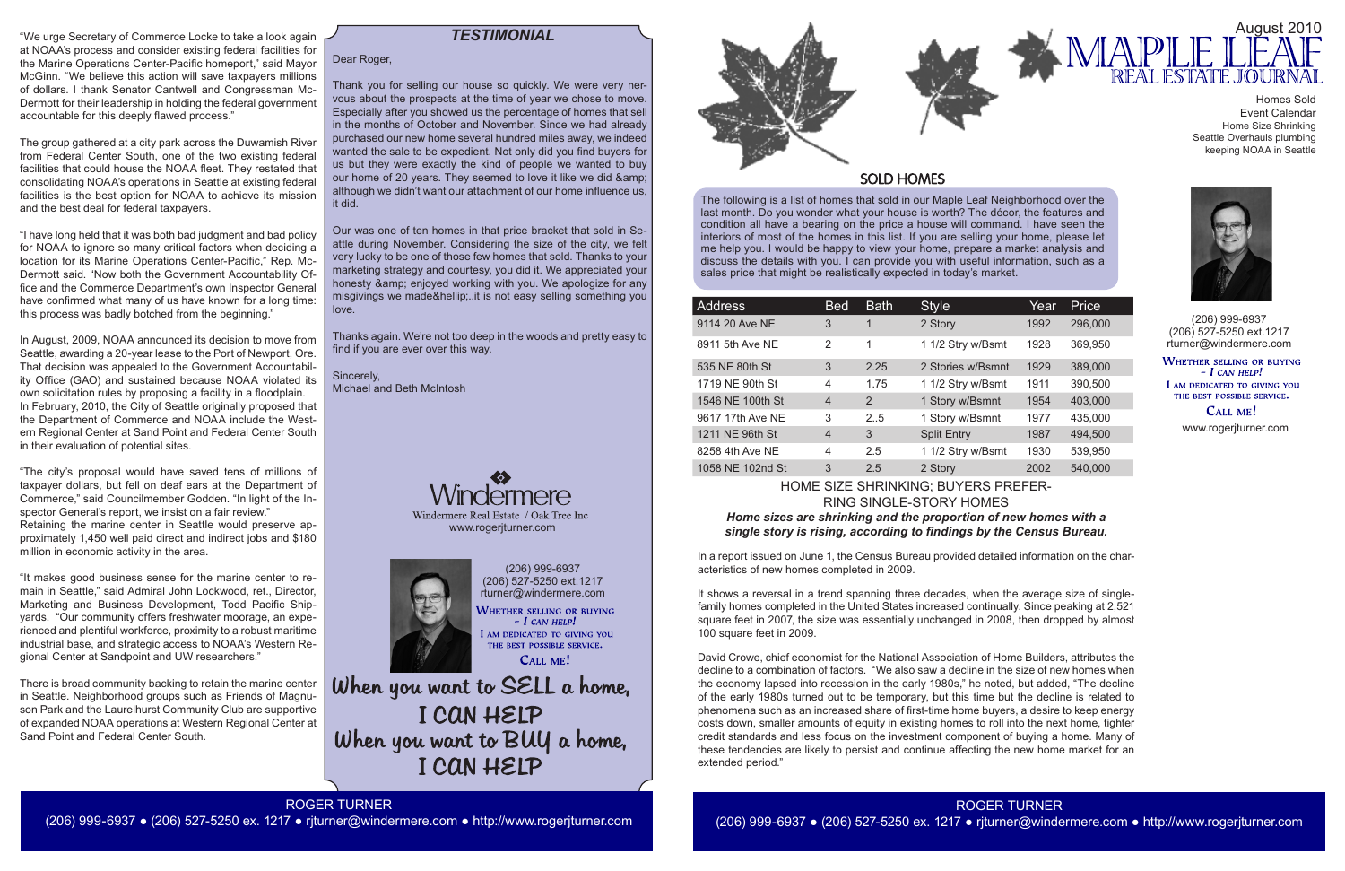"We urge Secretary of Commerce Locke to take a look again at NOAA's process and consider existing federal facilities for the Marine Operations Center-Pacific homeport," said Mayor McGinn. "We believe this action will save taxpayers millions of dollars. I thank Senator Cantwell and Congressman McDermott for their leadership in holding the federal government accountable for this deeply flawed process."

The group gathered at a city park across the Duwamish River from Federal Center South, one of the two existing federal facilities that could house the NOAA fleet. They restated that consolidating NOAA's operations in Seattle at existing federal facilities is the best option for NOAA to achieve its mission and the best deal for federal taxpayers.

"I have long held that it was both bad judgment and bad policy for NOAA to ignore so many critical factors when deciding a location for its Marine Operations Center-Pacific," Rep. McDermott said. "Now both the Government Accountability Office and the Commerce Department's own Inspector General have confirmed what many of us have known for a long time: this process was badly botched from the beginning."

In August, 2009, NOAA announced its decision to move from Seattle, awarding a 20-year lease to the Port of Newport, Ore. That decision was appealed to the Government Accountability Office (GAO) and sustained because NOAA violated its own solicitation rules by proposing a facility in a floodplain. In February, 2010, the City of Seattle originally proposed that the Department of Commerce and NOAA include the Western Regional Center at Sand Point and Federal Center South in their evaluation of potential sites.

"The city's proposal would have saved tens of millions of taxpayer dollars, but fell on deaf ears at the Department of Commerce," said Councilmember Godden. "In light of the Inspector General's report, we insist on a fair review."
Retaining the marine center in Seattle would preserve approximately 1,450 well paid direct and indirect jobs and $180 million in economic activity in the area.

"It makes good business sense for the marine center to remain in Seattle," said Admiral John Lockwood, ret., Director, Marketing and Business Development, Todd Pacific Shipyards. "Our community offers freshwater moorage, an experienced and plentiful workforce, proximity to a robust maritime industrial base, and strategic access to NOAA's Western Regional Center at Sandpoint and UW researchers."

There is broad community backing to retain the marine center in Seattle. Neighborhood groups such as Friends of Magnuson Park and the Laurelhurst Community Club are supportive of expanded NOAA operations at Western Regional Center at Sand Point and Federal Center South.

## *TESTIMONIAL*

Dear Roger,

Thank you for selling our house so quickly. We were very nervous about the prospects at the time of year we chose to move. Especially after you showed us the percentage of homes that sell in the months of October and November. Since we had already purchased our new home several hundred miles away, we indeed wanted the sale to be expedient. Not only did you find buyers for us but they were exactly the kind of people we wanted to buy our home of 20 years. They seemed to love it like we did &amp; although we didn't want our attachment of our home influence us, it did.

Our was one of ten homes in that price bracket that sold in Seattle during November. Considering the size of the city, we felt very lucky to be one of those few homes that sold. Thanks to your marketing strategy and courtesy, you did it. We appreciated your honesty &amp; enjoyed working with you. We apologize for any misgivings we made&hellip;..it is not easy selling something you love.

Thanks again. We're not too deep in the woods and pretty easy to find if you are ever over this way.

Sincerely,
Michael and Beth McIntosh

Windermere
Windermere Real Estate / Oak Tree Inc
www.rogerjturner.com

(206) 999-6937
(206) 527-5250 ext.1217
rturner@windermere.com
WHETHER SELLING OR BUYING – I CAN HELP!
I AM DEDICATED TO GIVING YOU THE BEST POSSIBLE SERVICE.
CALL ME!

When you want to SELL a home,
I CAN HELP
When you want to BUY a home,
I CAN HELP

# MAPLE LEAF REAL ESTATE JOURNAL

August 2010

Homes Sold
Event Calendar
Home Size Shrinking
Seattle Overhauls plumbing keeping NOAA in Seattle

(206) 999-6937
(206) 527-5250 ext.1217
rturner@windermere.com
WHETHER SELLING OR BUYING – I CAN HELP!
I AM DEDICATED TO GIVING YOU THE BEST POSSIBLE SERVICE.
CALL ME!
www.rogerjturner.com

## SOLD HOMES

The following is a list of homes that sold in our Maple Leaf Neighborhood over the last month. Do you wonder what your house is worth? The décor, the features and condition all have a bearing on the price a house will command. I have seen the interiors of most of the homes in this list. If you are selling your home, please let me help you. I would be happy to view your home, prepare a market analysis and discuss the details with you. I can provide you with useful information, such as a sales price that might be realistically expected in today's market.

| Address | Bed | Bath | Style | Year | Price |
|---|---|---|---|---|---|
| 9114 20 Ave NE | 3 | 1 | 2 Story | 1992 | 296,000 |
| 8911 5th Ave NE | 2 | 1 | 1 1/2 Stry w/Bsmt | 1928 | 369,950 |
| 535 NE 80th St | 3 | 2.25 | 2 Stories w/Bsmnt | 1929 | 389,000 |
| 1719 NE 90th St | 4 | 1.75 | 1 1/2 Stry w/Bsmt | 1911 | 390,500 |
| 1546 NE 100th St | 4 | 2 | 1 Story w/Bsmnt | 1954 | 403,000 |
| 9617 17th Ave NE | 3 | 2..5 | 1 Story w/Bsmnt | 1977 | 435,000 |
| 1211 NE 96th St | 4 | 3 | Split Entry | 1987 | 494,500 |
| 8258 4th Ave NE | 4 | 2.5 | 1 1/2 Stry w/Bsmt | 1930 | 539,950 |
| 1058 NE 102nd St | 3 | 2.5 | 2 Story | 2002 | 540,000 |

## HOME SIZE SHRINKING; BUYERS PREFERRING SINGLE-STORY HOMES

***Home sizes are shrinking and the proportion of new homes with a single story is rising, according to findings by the Census Bureau.***

In a report issued on June 1, the Census Bureau provided detailed information on the characteristics of new homes completed in 2009.

It shows a reversal in a trend spanning three decades, when the average size of single-family homes completed in the United States increased continually. Since peaking at 2,521 square feet in 2007, the size was essentially unchanged in 2008, then dropped by almost 100 square feet in 2009.

David Crowe, chief economist for the National Association of Home Builders, attributes the decline to a combination of factors. "We also saw a decline in the size of new homes when the economy lapsed into recession in the early 1980s," he noted, but added, "The decline of the early 1980s turned out to be temporary, but this time but the decline is related to phenomena such as an increased share of first-time home buyers, a desire to keep energy costs down, smaller amounts of equity in existing homes to roll into the next home, tighter credit standards and less focus on the investment component of buying a home. Many of these tendencies are likely to persist and continue affecting the new home market for an extended period."

ROGER TURNER
(206) 999-6937 ● (206) 527-5250 ex. 1217 ● rjturner@windermere.com ● http://www.rogerjturner.com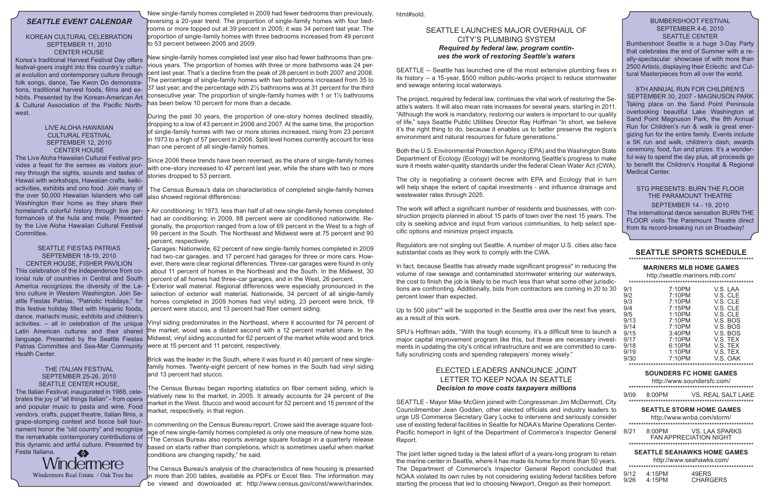## *SEATTLE EVENT CALENDAR*

### KOREAN CULTURAL CELEBRATION
### SEPTEMBER 11, 2010
### CENTER HOUSE

Korea's traditional Harvest Festival Day offers festival-goers insight into this country's cultural evolution and contemporary culture through folk songs, dance, Tae Kwon Do demonstrations, traditional harvest foods, films and exhibits. Presented by the Korean-American Art & Cultural Association of the Pacific Northwest.

### LIVE ALOHA HAWAIIAN CULTURAL FESTIVAL
### SEPTEMBER 12, 2010
### CENTER HOUSE

The Live Aloha Hawaiian Cultural Festival provides a feast for the senses as visitors journey through the sights, sounds and tastes of Hawaii with workshops, Hawaiian crafts, keiki-activities, exhibits and ono food. Join many of the over 50,000 Hawaiian Islanders who call Washington their home as they share their homeland's colorful history through live performances of the hula and mele. Presented by the Live Aloha Hawaiian Cultural Festival Committee.

### SEATTLE FIESTAS PATRIAS
### SEPTEMBER 18-19, 2010
### CENTER HOUSE, FISHER PAVILION

This celebration of the independence from colonial rule of countries in Central and South America recognizes the diversity of the Latino culture in Western Washington. Join Seattle Fiestas Patrias, "Patriotic Holidays," for this festive holiday filled with Hispanic foods, dance, mariachi music, exhibits and children's activities. – all in celebration of the unique Latin American cultures and their shared language. Presented by the Seattle Fiestas Patrias Committee and Sea-Mar Community Health Center.

### THE ITALIAN FESTIVAL
### SEPTEMBER 25-26, 2010
### SEATTLE CENTER HOUSE,

The Italian Festival, inaugurated in 1988, celebrates the joy of "all things Italian" - from opera and popular music to pasta and wine. Food vendors, crafts, puppet theatre, Italian films, a grape-stomping contest and bocce ball tournament honor the "old country" and recognize the remarkable contemporary contributions of this dynamic and artful culture. Presented by Festa Italiana.

Windermere

Windermere Real Estate / Oak Tree Inc

New single-family homes completed in 2009 had fewer bedrooms than previously, reversing a 20-year trend. The proportion of single-family homes with four bedrooms or more topped out at 39 percent in 2005; it was 34 percent last year. The proportion of single-family homes with three bedrooms increased from 49 percent to 53 percent between 2005 and 2009.

New single-family homes completed last year also had fewer bathrooms than previous years. The proportion of homes with three or more bathrooms was 24 percent last year. That's a decline from the peak of 28 percent in both 2007 and 2008. The percentage of single-family homes with two bathrooms increased from 35 to 37 last year, and the percentage with 2½ bathrooms was at 31 percent for the third consecutive year. The proportion of single-family homes with 1 or 1½ bathrooms has been below 10 percent for more than a decade.

During the past 30 years, the proportion of one-story homes declined steadily, dropping to a low of 43 percent in 2006 and 2007. At the same time, the proportion of single-family homes with two or more stories increased, rising from 23 percent in 1973 to a high of 57 percent in 2006. Split level homes currently account for less than one percent of all single-family homes.

Since 2006 these trends have been reversed, as the share of single-family homes with one-story increased to 47 percent last year, while the share with two or more stories dropped to 53 percent.

The Census Bureau's data on characteristics of completed single-family homes also showed regional differences:

- Air conditioning: In 1973, less than half of all new single-family homes completed had air conditioning; in 2009, 88 percent were air conditioned nationwide. Regionally, the proportion ranged from a low of 69 percent in the West to a high of 99 percent in the South. The Northeast and Midwest were at 75 percent and 90 percent, respectively.
- Garages: Nationwide, 62 percent of new single-family homes completed in 2009 had two-car garages, and 17 percent had garages for three or more cars. However, there were clear regional differences. Three-car garages were found in only about 11 percent of homes in the Northeast and the South. In the Midwest, 30 percent of all homes had three-car garages, and in the West, 26 percent.
- Exterior wall material. Regional differences were especially pronounced in the selection of exterior wall material. Nationwide, 34 percent of all single-family homes completed in 2009 homes had vinyl siding, 23 percent were brick, 19 percent were stucco, and 13 percent had fiber cement siding.

Vinyl siding predominates in the Northeast, where it accounted for 74 percent of the market; wood was a distant second with a 12 percent market share. In the Midwest, vinyl siding accounted for 62 percent of the market while wood and brick were at 15 percent and 11 percent, respectively.

Brick was the leader in the South, where it was found in 40 percent of new single-family homes. Twenty-eight percent of new homes in the South had vinyl siding and 13 percent had stucco.

The Census Bureau began reporting statistics on fiber cement siding, which is relatively new to the market, in 2005. It already accounts for 24 percent of the market in the West. Stucco and wood account for 52 percent and 15 percent of the market, respectively, in that region.

In commenting on the Census Bureau report, Crowe said the average square footage of new single-family homes completed is only one measure of new home size. "The Census Bureau also reports average square footage in a quarterly release based on starts rather than completions, which is sometimes useful when market conditions are changing rapidly," he said.

The Census Bureau's analysis of the characteristics of new housing is presented in more than 200 tables, available as PDFs or Excel files. The information may be viewed and downloaded at: http://www.census.gov/const/www/charindex.html#sold.

## SEATTLE LAUNCHES MAJOR OVERHAUL OF CITY'S PLUMBING SYSTEM
### *Required by federal law, program continues the work of restoring Seattle's waters*

SEATTLE -- Seattle has launched one of the most extensive plumbing fixes in its history -- a 15-year, $500 million public-works project to reduce stormwater and sewage entering local waterways.

The project, required by federal law, continues the vital work of restoring the Seattle's waters. It will also mean rate increases for several years, starting in 2011. "Although the work is mandatory, restoring our waters is important to our quality of life," says Seattle Public Utilities Director Ray Hoffman "In short, we believe it's the right thing to do, because it enables us to better preserve the region's environment and natural resources for future generations."

Both the U.S. Environmental Protection Agency (EPA) and the Washington State Department of Ecology (Ecology) will be monitoring Seattle's progress to make sure it meets water-quality standards under the federal Clean Water Act (CWA).

The city is negotiating a consent decree with EPA and Ecology that in turn will help shape the extent of capital investments - and influence drainage and wastewater rates through 2025.

The work will affect a significant number of residents and businesses, with construction projects planned in about 15 parts of town over the next 15 years. The city is seeking advice and input from various communities, to help select specific options and minimize project impacts.

Regulators are not singling out Seattle. A number of major U.S. cities also face substantial costs as they work to comply with the CWA.

In fact, because Seattle has already made significant progress* in reducing the volume of raw sewage and contaminated stormwater entering our waterways, the cost to finish the job is likely to be much less than what some other jurisdictions are confronting. Additionally, bids from contractors are coming in 20 to 30 percent lower than expected.

Up to 500 jobs** will be supported in the Seattle area over the next five years, as a result of this work.

SPU's Hoffman adds, "With the tough economy, it's a difficult time to launch a major capital improvement program like this, but these are necessary investments in updating the city's critical infrastructure and we are committed to carefully scrutinizing costs and spending ratepayers' money wisely."

## ELECTED LEADERS ANNOUNCE JOINT LETTER TO KEEP NOAA IN SEATTLE
### *Decision to move costs taxpayers millions*

SEATTLE - Mayor Mike McGinn joined with Congressman Jim McDermott, City Councilmember Jean Godden, other elected officials and industry leaders to urge US Commerce Secretary Gary Locke to intervene and seriously consider use of existing federal facilities in Seattle for NOAA's Marine Operations Center-Pacific homeport in light of the Department of Commerce's Inspector General Report.

The joint letter signed today is the latest effort of a years-long program to retain the marine center in Seattle, where it has made its home for more than 50 years. The Department of Commerce's Inspector General Report concluded that NOAA violated its own rules by not considering existing federal facilities before starting the process that led to choosing Newport, Oregon as their homeport.

### BUMBERSHOOT FESTIVAL
### SEPTEMBER 4-6, 2010
### SEATTLE CENTER

Bumbershoot Seattle is a huge 3-Day Party that celebrates the end of Summer with a really-spectacular showcase of with more than 2500 Artists, displaying their Eclectic and Cultural Masterpieces from all over the world.

### 8TH ANNUAL RUN FOR CHILDREN'S
### SEPTEMBER 30, 2007 - MAGNUSON PARK

Taking place on the Sand Point Peninsula overlooking beautiful Lake Washington at Sand Point Magnuson Park, the 8th Annual Run for Children's run & walk is great energizing fun for the entire family. Events include a 5K run and walk, children's dash, awards ceremony, food, fun and prizes. It's a wonderful way to spend the day plus, all proceeds go to benefit the Children's Hospital & Regional Medical Center.

### STG PRESENTS: BURN THE FLOOR
### THE PARAMOUNT THEATRE
### SEPTEMBER 14 - 19, 2010

The international dance sensation BURN THE FLOOR visits The Paramount Theatre direct from its record-breaking run on Broadway!

## SEATTLE SPORTS SCHEDULE

### MARINERS MLB HOME GAMES

http://seattle.mariners.mlb.com/

| | | |
|---|---|---|
| 9/1 | 7:10PM | V.S. LAA |
| 9/2 | 7:10PM | V.S. CLE |
| 9/3 | 7:10PM | V.S. CLE |
| 9/4 | 7:15PM | V.S. CLE |
| 9/5 | 1:10PM | V.S. CLE |
| 9/13 | 7:10PM | V.S. BOS |
| 9/14 | 7:10PM | V.S. BOS |
| 9/15 | 3:40PM | V.S. BOS |
| 9/17 | 7:10PM | V.S. TEX |
| 9/18 | 6:10PM | V.S. TEX |
| 9/19 | 1:10PM | V.S. TEX |
| 9/30 | 7:10PM | V.S. OAK |

### SOUNDERS FC HOME GAMES

http://www.soundersfc.com/

| | | |
|---|---|---|
| 9/09 | 8:00PM | VS. REAL SALT LAKE |

### SEATTLE STORM HOME GAMES

http://www.wnba.com/storm/

| | | |
|---|---|---|
| 8/21 | 8:00PM | VS. LAA SPARKS FAN APPRECIATION NIGHT |

### SEATTLE SEAHAWKS HOME GAMES

http://www.seahawks.com/

| | | |
|---|---|---|
| 9/12 | 4:15PM | 49ERS |
| 9/26 | 4:15PM | CHARGERS |